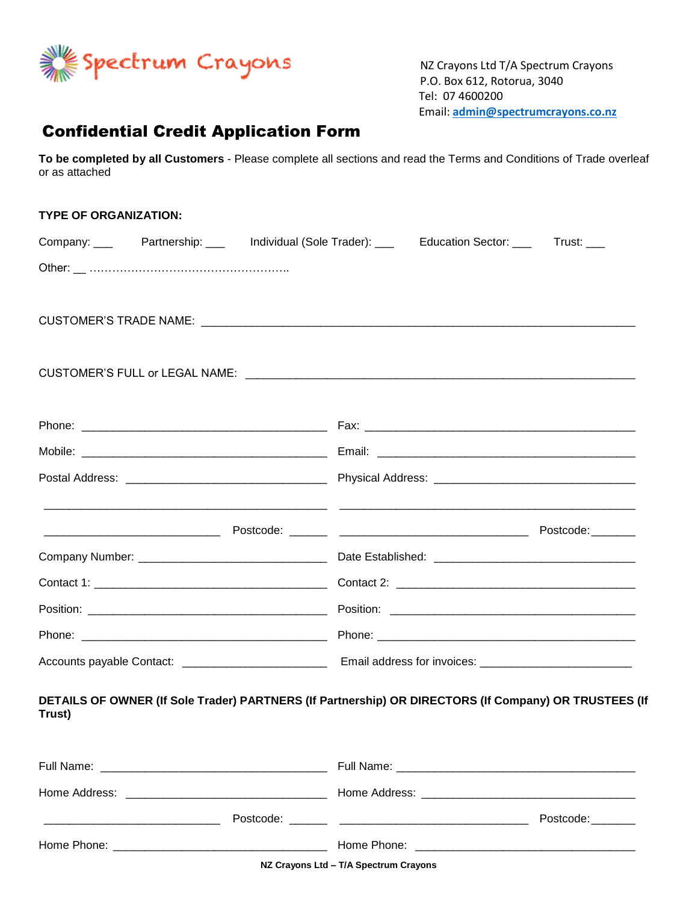Spectrum Crayons

NZ Crayons Ltd T/A Spectrum Crayons
P.O. Box 612, Rotorua, 3040
Tel: 07 4600200
Email: admin@spectrumcrayons.co.nz

# Confidential Credit Application Form

**To be completed by all Customers** - Please complete all sections and read the Terms and Conditions of Trade overleaf or as attached

**TYPE OF ORGANIZATION:**

Company: ___ Partnership: ___ Individual (Sole Trader): ___ Education Sector: ___ Trust: ___

Other: __ ……………………………………………..

CUSTOMER'S TRADE NAME: ______________________________________________________________

CUSTOMER'S FULL or LEGAL NAME: ______________________________________________________

Phone: ____________________________________ Fax: ________________________________________

Mobile: ____________________________________ Email: ______________________________________

Postal Address: _____________________________ Physical Address: ______________________________

__________________________________________ __________________________________________

__________________________ Postcode: ______ ____________________________ Postcode: _______

Company Number: ___________________________ Date Established: ______________________________

Contact 1: _________________________________ Contact 2: ____________________________________

Position: __________________________________ Position: ______________________________________

Phone: ____________________________________ Phone: ________________________________________

Accounts payable Contact: ____________________ Email address for invoices: _______________________

**DETAILS OF OWNER (If Sole Trader) PARTNERS (If Partnership) OR DIRECTORS (If Company) OR TRUSTEES (If Trust)**

Full Name: _________________________________ Full Name: ____________________________________

Home Address: ______________________________ Home Address: _________________________________

__________________________ Postcode: ______ ____________________________ Postcode: _______

Home Phone: _______________________________ Home Phone: __________________________________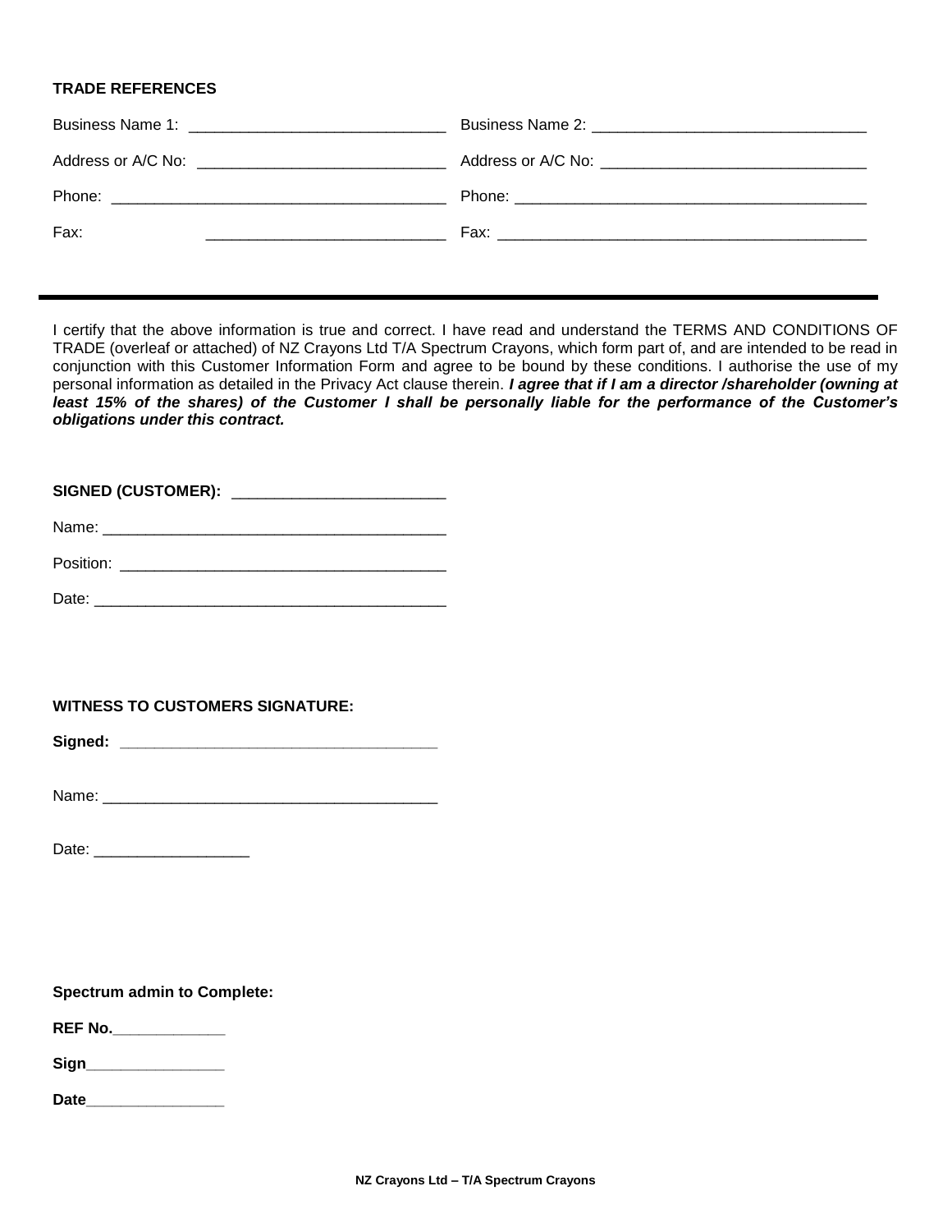**TRADE REFERENCES**

Business Name 1: ______________________________ Business Name 2: ________________________________

Address or A/C No: _____________________________ Address or A/C No: _______________________________

Phone: _______________________________________ Phone: _________________________________________

Fax: ____________________________ Fax: ___________________________________________

---

I certify that the above information is true and correct. I have read and understand the TERMS AND CONDITIONS OF TRADE (overleaf or attached) of NZ Crayons Ltd T/A Spectrum Crayons, which form part of, and are intended to be read in conjunction with this Customer Information Form and agree to be bound by these conditions. I authorise the use of my personal information as detailed in the Privacy Act clause therein. ***I agree that if I am a director /shareholder (owning at least 15% of the shares) of the Customer I shall be personally liable for the performance of the Customer's obligations under this contract.***

**SIGNED (CUSTOMER):** _________________________

Name: ________________________________________

Position: ______________________________________

Date: _________________________________________

**WITNESS TO CUSTOMERS SIGNATURE:**

**Signed:** _____________________________________

Name: _______________________________________

Date: __________________

**Spectrum admin to Complete:**

**REF No.**_____________

**Sign**________________

**Date**________________

NZ Crayons Ltd – T/A Spectrum Crayons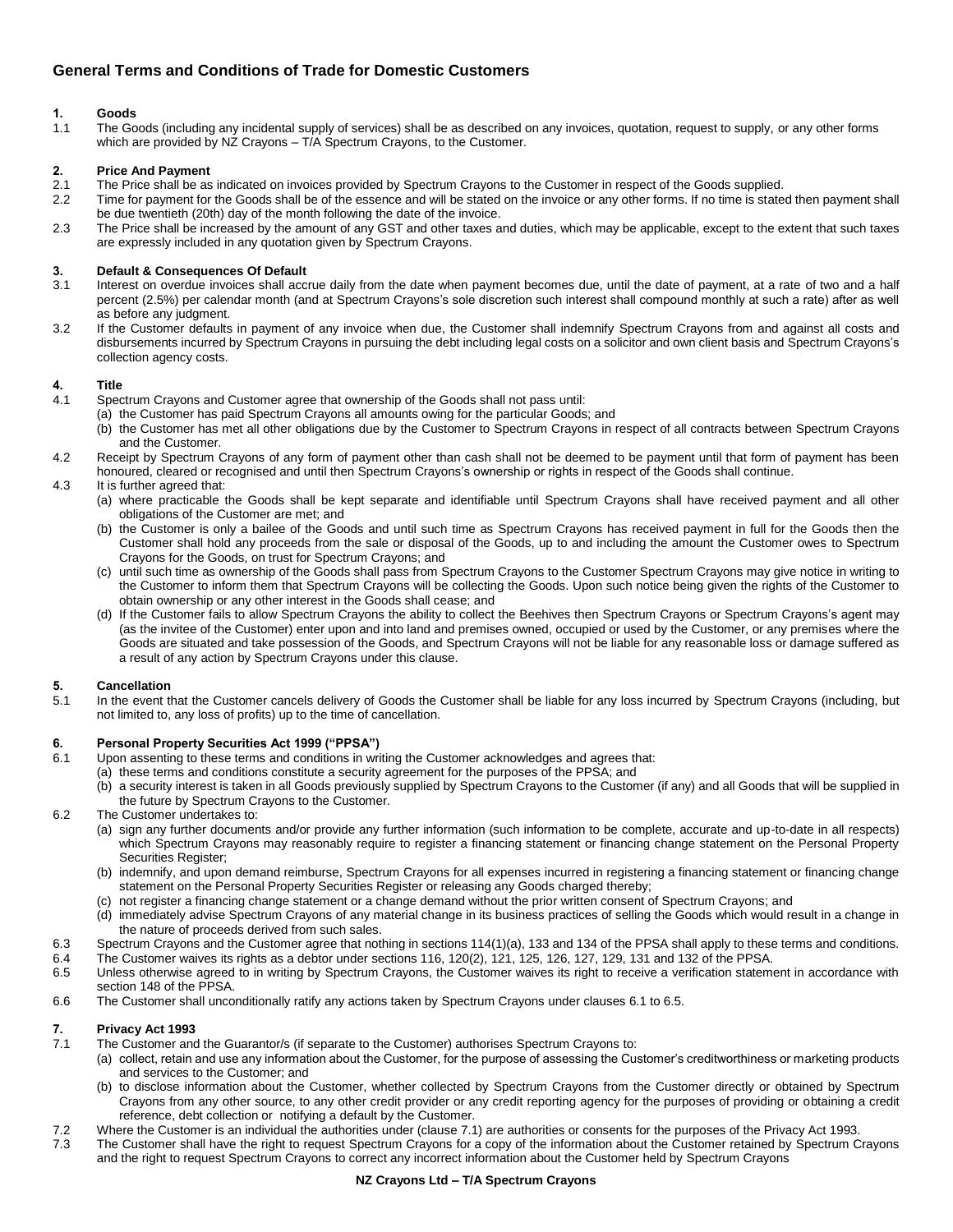## General Terms and Conditions of Trade for Domestic Customers

**1. Goods**

1.1 The Goods (including any incidental supply of services) shall be as described on any invoices, quotation, request to supply, or any other forms which are provided by NZ Crayons – T/A Spectrum Crayons, to the Customer.

**2. Price And Payment**

2.1 The Price shall be as indicated on invoices provided by Spectrum Crayons to the Customer in respect of the Goods supplied.

2.2 Time for payment for the Goods shall be of the essence and will be stated on the invoice or any other forms. If no time is stated then payment shall be due twentieth (20th) day of the month following the date of the invoice.

2.3 The Price shall be increased by the amount of any GST and other taxes and duties, which may be applicable, except to the extent that such taxes are expressly included in any quotation given by Spectrum Crayons.

**3. Default & Consequences Of Default**

3.1 Interest on overdue invoices shall accrue daily from the date when payment becomes due, until the date of payment, at a rate of two and a half percent (2.5%) per calendar month (and at Spectrum Crayons's sole discretion such interest shall compound monthly at such a rate) after as well as before any judgment.

3.2 If the Customer defaults in payment of any invoice when due, the Customer shall indemnify Spectrum Crayons from and against all costs and disbursements incurred by Spectrum Crayons in pursuing the debt including legal costs on a solicitor and own client basis and Spectrum Crayons's collection agency costs.

**4. Title**

4.1 Spectrum Crayons and Customer agree that ownership of the Goods shall not pass until:
  (a) the Customer has paid Spectrum Crayons all amounts owing for the particular Goods; and
  (b) the Customer has met all other obligations due by the Customer to Spectrum Crayons in respect of all contracts between Spectrum Crayons and the Customer.

4.2 Receipt by Spectrum Crayons of any form of payment other than cash shall not be deemed to be payment until that form of payment has been honoured, cleared or recognised and until then Spectrum Crayons's ownership or rights in respect of the Goods shall continue.

4.3 It is further agreed that:
  (a) where practicable the Goods shall be kept separate and identifiable until Spectrum Crayons shall have received payment and all other obligations of the Customer are met; and
  (b) the Customer is only a bailee of the Goods and until such time as Spectrum Crayons has received payment in full for the Goods then the Customer shall hold any proceeds from the sale or disposal of the Goods, up to and including the amount the Customer owes to Spectrum Crayons for the Goods, on trust for Spectrum Crayons; and
  (c) until such time as ownership of the Goods shall pass from Spectrum Crayons to the Customer Spectrum Crayons may give notice in writing to the Customer to inform them that Spectrum Crayons will be collecting the Goods. Upon such notice being given the rights of the Customer to obtain ownership or any other interest in the Goods shall cease; and
  (d) If the Customer fails to allow Spectrum Crayons the ability to collect the Beehives then Spectrum Crayons or Spectrum Crayons's agent may (as the invitee of the Customer) enter upon and into land and premises owned, occupied or used by the Customer, or any premises where the Goods are situated and take possession of the Goods, and Spectrum Crayons will not be liable for any reasonable loss or damage suffered as a result of any action by Spectrum Crayons under this clause.

**5. Cancellation**

5.1 In the event that the Customer cancels delivery of Goods the Customer shall be liable for any loss incurred by Spectrum Crayons (including, but not limited to, any loss of profits) up to the time of cancellation.

**6. Personal Property Securities Act 1999 ("PPSA")**

6.1 Upon assenting to these terms and conditions in writing the Customer acknowledges and agrees that:
  (a) these terms and conditions constitute a security agreement for the purposes of the PPSA; and
  (b) a security interest is taken in all Goods previously supplied by Spectrum Crayons to the Customer (if any) and all Goods that will be supplied in the future by Spectrum Crayons to the Customer.

6.2 The Customer undertakes to:
  (a) sign any further documents and/or provide any further information (such information to be complete, accurate and up-to-date in all respects) which Spectrum Crayons may reasonably require to register a financing statement or financing change statement on the Personal Property Securities Register;
  (b) indemnify, and upon demand reimburse, Spectrum Crayons for all expenses incurred in registering a financing statement or financing change statement on the Personal Property Securities Register or releasing any Goods charged thereby;
  (c) not register a financing change statement or a change demand without the prior written consent of Spectrum Crayons; and
  (d) immediately advise Spectrum Crayons of any material change in its business practices of selling the Goods which would result in a change in the nature of proceeds derived from such sales.

6.3 Spectrum Crayons and the Customer agree that nothing in sections 114(1)(a), 133 and 134 of the PPSA shall apply to these terms and conditions.

6.4 The Customer waives its rights as a debtor under sections 116, 120(2), 121, 125, 126, 127, 129, 131 and 132 of the PPSA.

6.5 Unless otherwise agreed to in writing by Spectrum Crayons, the Customer waives its right to receive a verification statement in accordance with section 148 of the PPSA.

6.6 The Customer shall unconditionally ratify any actions taken by Spectrum Crayons under clauses 6.1 to 6.5.

**7. Privacy Act 1993**

7.1 The Customer and the Guarantor/s (if separate to the Customer) authorises Spectrum Crayons to:
  (a) collect, retain and use any information about the Customer, for the purpose of assessing the Customer's creditworthiness or marketing products and services to the Customer; and
  (b) to disclose information about the Customer, whether collected by Spectrum Crayons from the Customer directly or obtained by Spectrum Crayons from any other source, to any other credit provider or any credit reporting agency for the purposes of providing or obtaining a credit reference, debt collection or notifying a default by the Customer.

7.2 Where the Customer is an individual the authorities under (clause 7.1) are authorities or consents for the purposes of the Privacy Act 1993.

7.3 The Customer shall have the right to request Spectrum Crayons for a copy of the information about the Customer retained by Spectrum Crayons and the right to request Spectrum Crayons to correct any incorrect information about the Customer held by Spectrum Crayons

**NZ Crayons Ltd – T/A Spectrum Crayons**